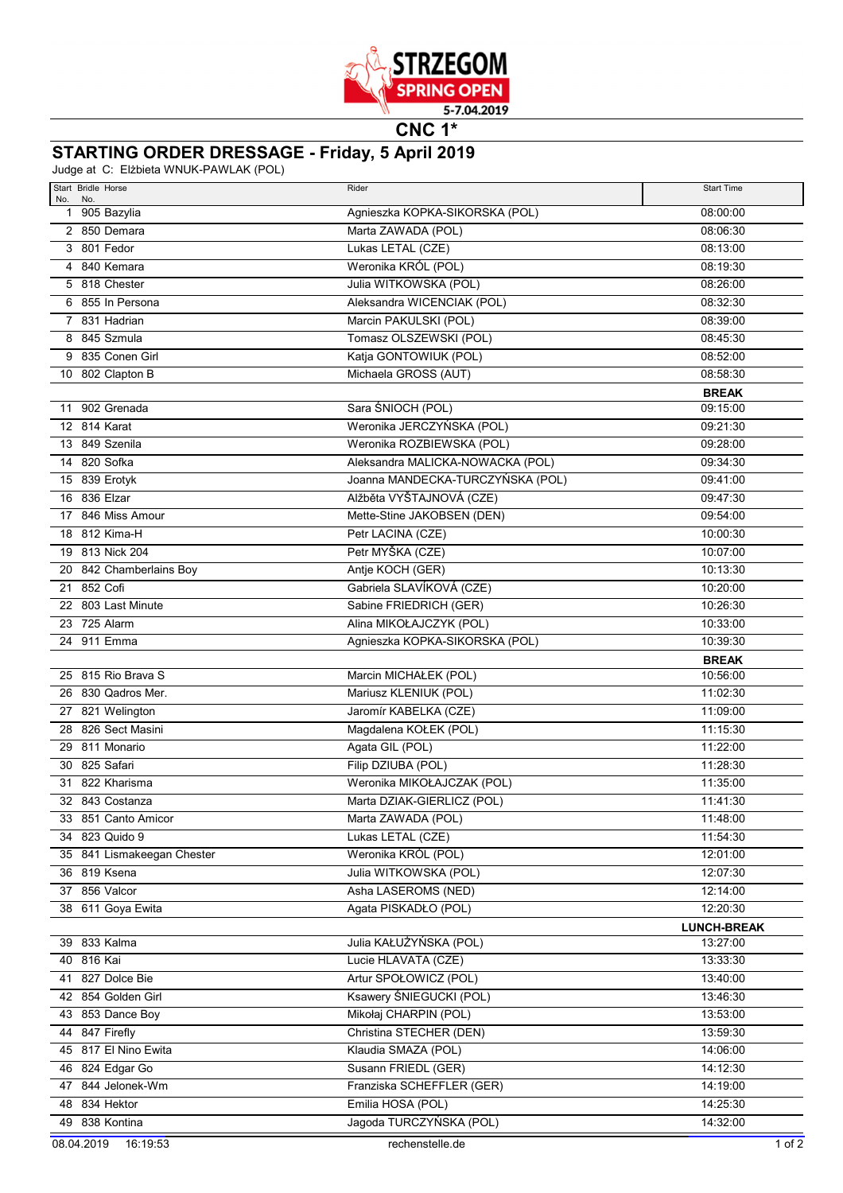STRZEGOM SPRING OPEN 5-7.04.2019

# CNC 1*

## STARTING ORDER DRESSAGE - Friday, 5 April 2019

Judge at C: Elżbieta WNUK-PAWLAK (POL)

| Start No. | Bridle No. | Horse | Rider | Start Time |
|---|---|---|---|---|
| 1 | 905 | Bazylia | Agnieszka KOPKA-SIKORSKA (POL) | 08:00:00 |
| 2 | 850 | Demara | Marta ZAWADA (POL) | 08:06:30 |
| 3 | 801 | Fedor | Lukas LETAL (CZE) | 08:13:00 |
| 4 | 840 | Kemara | Weronika KRÓL (POL) | 08:19:30 |
| 5 | 818 | Chester | Julia WITKOWSKA (POL) | 08:26:00 |
| 6 | 855 | In Persona | Aleksandra WICENCIAK (POL) | 08:32:30 |
| 7 | 831 | Hadrian | Marcin PAKULSKI (POL) | 08:39:00 |
| 8 | 845 | Szmula | Tomasz OLSZEWSKI (POL) | 08:45:30 |
| 9 | 835 | Conen Girl | Katja GONTOWIUK (POL) | 08:52:00 |
| 10 | 802 | Clapton B | Michaela GROSS (AUT) | 08:58:30 |
| | | | | **BREAK** |
| 11 | 902 | Grenada | Sara ŚNIOCH (POL) | 09:15:00 |
| 12 | 814 | Karat | Weronika JERCZYŃSKA (POL) | 09:21:30 |
| 13 | 849 | Szenila | Weronika ROZBIEWSKA (POL) | 09:28:00 |
| 14 | 820 | Sofka | Aleksandra MALICKA-NOWACKA (POL) | 09:34:30 |
| 15 | 839 | Erotyk | Joanna MANDECKA-TURCZYŃSKA (POL) | 09:41:00 |
| 16 | 836 | Elzar | Alžběta VYŠTAJNOVÁ (CZE) | 09:47:30 |
| 17 | 846 | Miss Amour | Mette-Stine JAKOBSEN (DEN) | 09:54:00 |
| 18 | 812 | Kima-H | Petr LACINA (CZE) | 10:00:30 |
| 19 | 813 | Nick 204 | Petr MYŠKA (CZE) | 10:07:00 |
| 20 | 842 | Chamberlains Boy | Antje KOCH (GER) | 10:13:30 |
| 21 | 852 | Cofi | Gabriela SLAVÍKOVÁ (CZE) | 10:20:00 |
| 22 | 803 | Last Minute | Sabine FRIEDRICH (GER) | 10:26:30 |
| 23 | 725 | Alarm | Alina MIKOŁAJCZYK (POL) | 10:33:00 |
| 24 | 911 | Emma | Agnieszka KOPKA-SIKORSKA (POL) | 10:39:30 |
| | | | | **BREAK** |
| 25 | 815 | Rio Brava S | Marcin MICHAŁEK (POL) | 10:56:00 |
| 26 | 830 | Qadros Mer. | Mariusz KLENIUK (POL) | 11:02:30 |
| 27 | 821 | Welington | Jaromír KABELKA (CZE) | 11:09:00 |
| 28 | 826 | Sect Masini | Magdalena KOŁEK (POL) | 11:15:30 |
| 29 | 811 | Monario | Agata GIL (POL) | 11:22:00 |
| 30 | 825 | Safari | Filip DZIUBA (POL) | 11:28:30 |
| 31 | 822 | Kharisma | Weronika MIKOŁAJCZAK (POL) | 11:35:00 |
| 32 | 843 | Costanza | Marta DZIAK-GIERLICZ (POL) | 11:41:30 |
| 33 | 851 | Canto Amicor | Marta ZAWADA (POL) | 11:48:00 |
| 34 | 823 | Quido 9 | Lukas LETAL (CZE) | 11:54:30 |
| 35 | 841 | Lismakeegan Chester | Weronika KRÓL (POL) | 12:01:00 |
| 36 | 819 | Ksena | Julia WITKOWSKA (POL) | 12:07:30 |
| 37 | 856 | Valcor | Asha LASEROMS (NED) | 12:14:00 |
| 38 | 611 | Goya Ewita | Agata PISKADŁO (POL) | 12:20:30 |
| | | | | **LUNCH-BREAK** |
| 39 | 833 | Kalma | Julia KAŁUŻYŃSKA (POL) | 13:27:00 |
| 40 | 816 | Kai | Lucie HLAVATA (CZE) | 13:33:30 |
| 41 | 827 | Dolce Bie | Artur SPOŁOWICZ (POL) | 13:40:00 |
| 42 | 854 | Golden Girl | Ksawery ŚNIEGUCKI (POL) | 13:46:30 |
| 43 | 853 | Dance Boy | Mikołaj CHARPIN (POL) | 13:53:00 |
| 44 | 847 | Firefly | Christina STECHER (DEN) | 13:59:30 |
| 45 | 817 | El Nino Ewita | Klaudia SMAZA (POL) | 14:06:00 |
| 46 | 824 | Edgar Go | Susann FRIEDL (GER) | 14:12:30 |
| 47 | 844 | Jelonek-Wm | Franziska SCHEFFLER (GER) | 14:19:00 |
| 48 | 834 | Hektor | Emilia HOSA (POL) | 14:25:30 |
| 49 | 838 | Kontina | Jagoda TURCZYŃSKA (POL) | 14:32:00 |

08.04.2019 16:19:53 rechenstelle.de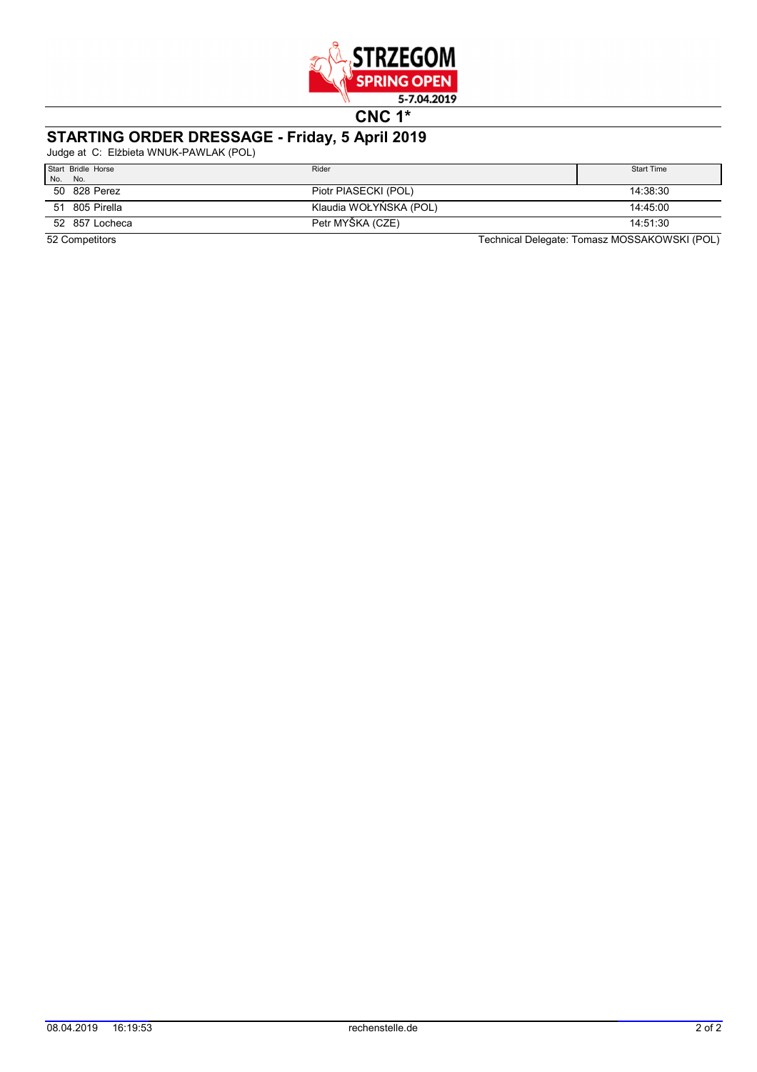STRZEGOM SPRING OPEN 5-7.04.2019

# CNC 1*

## STARTING ORDER DRESSAGE - Friday, 5 April 2019

Judge at C: Elżbieta WNUK-PAWLAK (POL)

| Start No. | Bridle No. | Horse | Rider | Start Time |
|---|---|---|---|---|
| 50 | 828 | Perez | Piotr PIASECKI (POL) | 14:38:30 |
| 51 | 805 | Pirella | Klaudia WOŁYŃSKA (POL) | 14:45:00 |
| 52 | 857 | Locheca | Petr MYŠKA (CZE) | 14:51:30 |

52 Competitors

Technical Delegate: Tomasz MOSSAKOWSKI (POL)

08.04.2019 16:19:53 rechenstelle.de